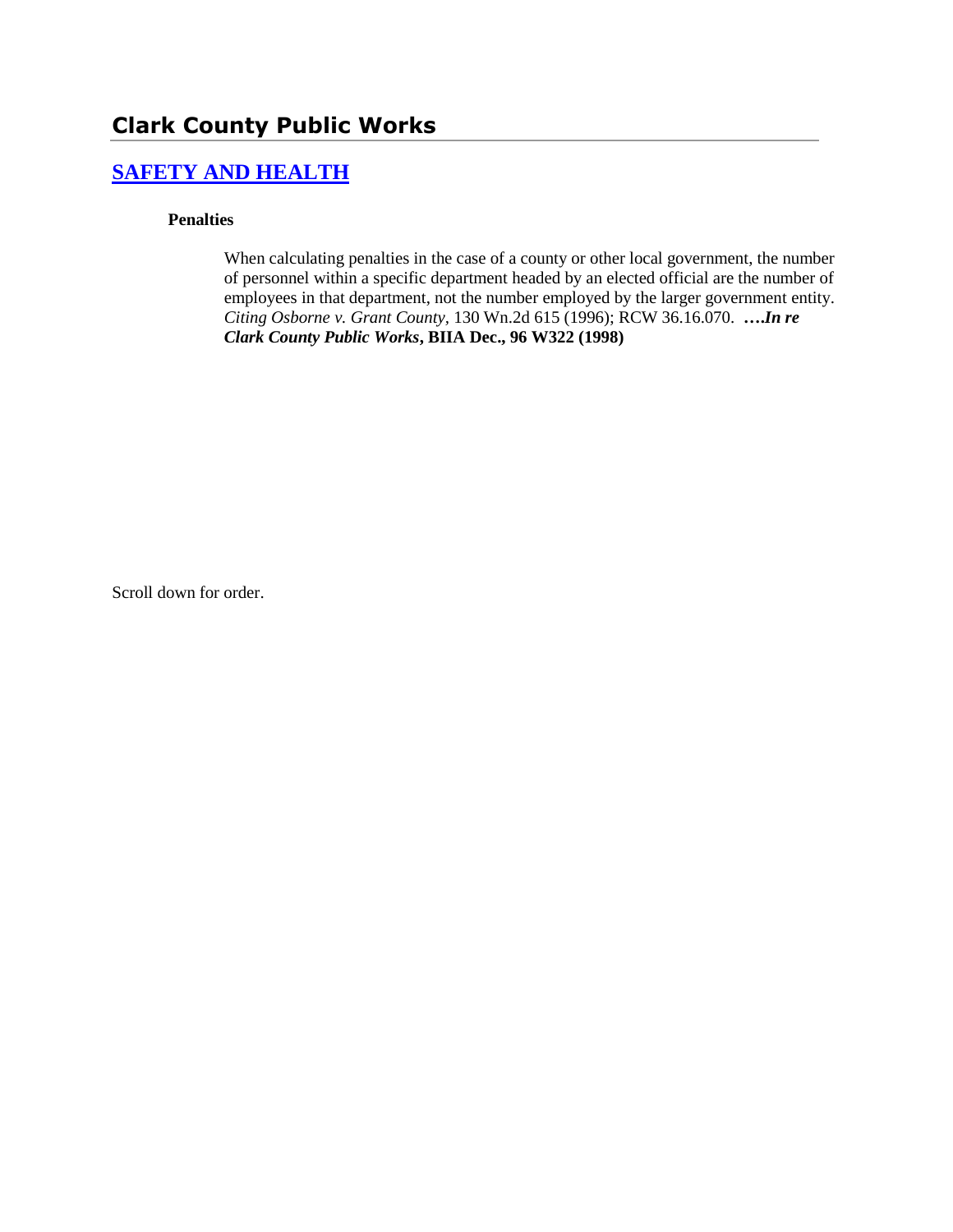## Clark County Public Works

### [SAFETY AND HEALTH]

#### Penalties

When calculating penalties in the case of a county or other local government, the number of personnel within a specific department headed by an elected official are the number of employees in that department, not the number employed by the larger government entity. *Citing Osborne v. Grant County*, 130 Wn.2d 615 (1996); RCW 36.16.070. ***….In re Clark County Public Works*, BIIA Dec., 96 W322 (1998)**

Scroll down for order.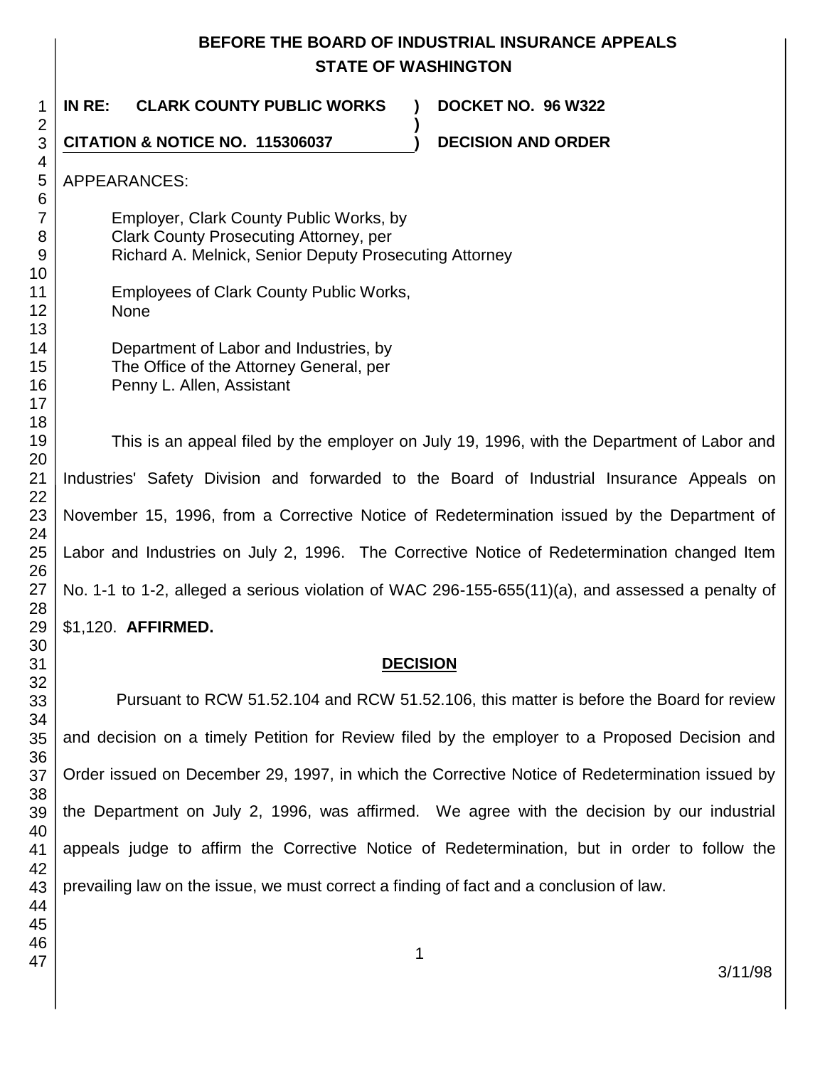**BEFORE THE BOARD OF INDUSTRIAL INSURANCE APPEALS**
**STATE OF WASHINGTON**

**IN RE: CLARK COUNTY PUBLIC WORKS** ) **DOCKET NO. 96 W322**
)
**CITATION & NOTICE NO. 115306037** ) **DECISION AND ORDER**

APPEARANCES:

Employer, Clark County Public Works, by
Clark County Prosecuting Attorney, per
Richard A. Melnick, Senior Deputy Prosecuting Attorney

Employees of Clark County Public Works,
None

Department of Labor and Industries, by
The Office of the Attorney General, per
Penny L. Allen, Assistant

This is an appeal filed by the employer on July 19, 1996, with the Department of Labor and Industries' Safety Division and forwarded to the Board of Industrial Insurance Appeals on November 15, 1996, from a Corrective Notice of Redetermination issued by the Department of Labor and Industries on July 2, 1996. The Corrective Notice of Redetermination changed Item No. 1-1 to 1-2, alleged a serious violation of WAC 296-155-655(11)(a), and assessed a penalty of $1,120. **AFFIRMED.**

## DECISION

Pursuant to RCW 51.52.104 and RCW 51.52.106, this matter is before the Board for review and decision on a timely Petition for Review filed by the employer to a Proposed Decision and Order issued on December 29, 1997, in which the Corrective Notice of Redetermination issued by the Department on July 2, 1996, was affirmed. We agree with the decision by our industrial appeals judge to affirm the Corrective Notice of Redetermination, but in order to follow the prevailing law on the issue, we must correct a finding of fact and a conclusion of law.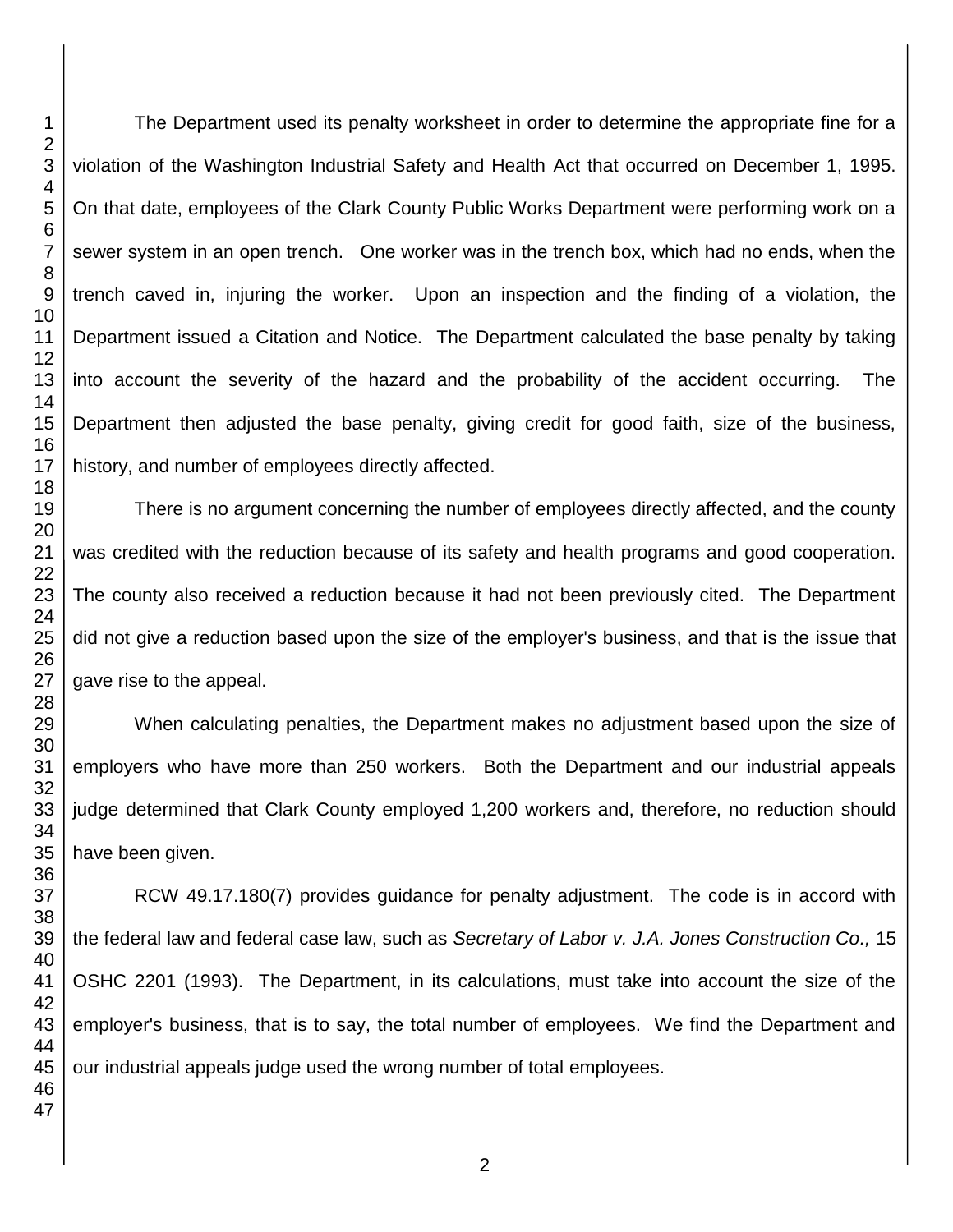The Department used its penalty worksheet in order to determine the appropriate fine for a violation of the Washington Industrial Safety and Health Act that occurred on December 1, 1995. On that date, employees of the Clark County Public Works Department were performing work on a sewer system in an open trench. One worker was in the trench box, which had no ends, when the trench caved in, injuring the worker. Upon an inspection and the finding of a violation, the Department issued a Citation and Notice. The Department calculated the base penalty by taking into account the severity of the hazard and the probability of the accident occurring. The Department then adjusted the base penalty, giving credit for good faith, size of the business, history, and number of employees directly affected.

There is no argument concerning the number of employees directly affected, and the county was credited with the reduction because of its safety and health programs and good cooperation. The county also received a reduction because it had not been previously cited. The Department did not give a reduction based upon the size of the employer's business, and that is the issue that gave rise to the appeal.

When calculating penalties, the Department makes no adjustment based upon the size of employers who have more than 250 workers. Both the Department and our industrial appeals judge determined that Clark County employed 1,200 workers and, therefore, no reduction should have been given.

RCW 49.17.180(7) provides guidance for penalty adjustment. The code is in accord with the federal law and federal case law, such as *Secretary of Labor v. J.A. Jones Construction Co.,* 15 OSHC 2201 (1993). The Department, in its calculations, must take into account the size of the employer's business, that is to say, the total number of employees. We find the Department and our industrial appeals judge used the wrong number of total employees.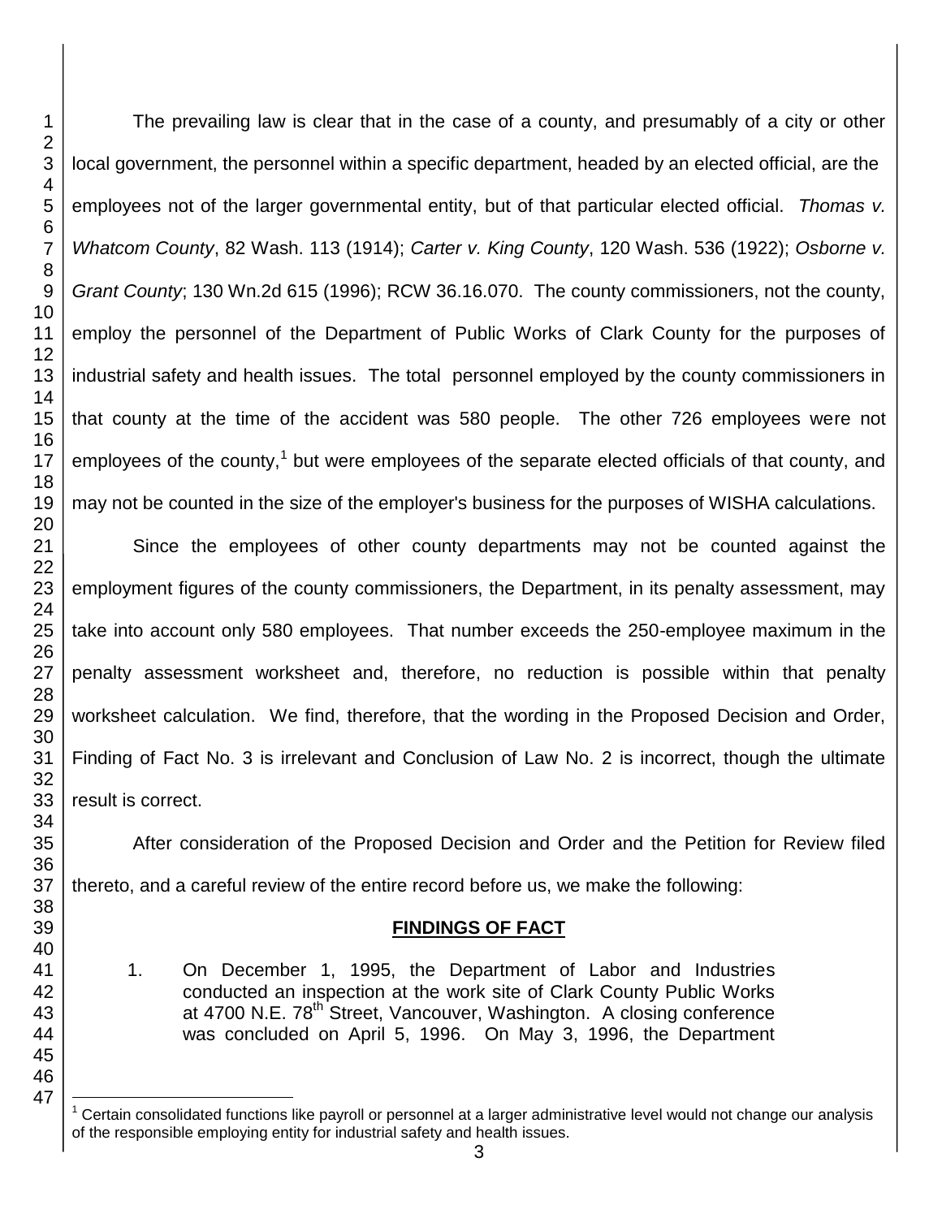The prevailing law is clear that in the case of a county, and presumably of a city or other local government, the personnel within a specific department, headed by an elected official, are the employees not of the larger governmental entity, but of that particular elected official. *Thomas v. Whatcom County*, 82 Wash. 113 (1914); *Carter v. King County*, 120 Wash. 536 (1922); *Osborne v. Grant County*; 130 Wn.2d 615 (1996); RCW 36.16.070. The county commissioners, not the county, employ the personnel of the Department of Public Works of Clark County for the purposes of industrial safety and health issues. The total personnel employed by the county commissioners in that county at the time of the accident was 580 people. The other 726 employees were not employees of the county,[1] but were employees of the separate elected officials of that county, and may not be counted in the size of the employer's business for the purposes of WISHA calculations.

Since the employees of other county departments may not be counted against the employment figures of the county commissioners, the Department, in its penalty assessment, may take into account only 580 employees. That number exceeds the 250-employee maximum in the penalty assessment worksheet and, therefore, no reduction is possible within that penalty worksheet calculation. We find, therefore, that the wording in the Proposed Decision and Order, Finding of Fact No. 3 is irrelevant and Conclusion of Law No. 2 is incorrect, though the ultimate result is correct.

After consideration of the Proposed Decision and Order and the Petition for Review filed thereto, and a careful review of the entire record before us, we make the following:

## FINDINGS OF FACT

1. On December 1, 1995, the Department of Labor and Industries conducted an inspection at the work site of Clark County Public Works at 4700 N.E. 78th Street, Vancouver, Washington. A closing conference was concluded on April 5, 1996. On May 3, 1996, the Department

---

[1] Certain consolidated functions like payroll or personnel at a larger administrative level would not change our analysis of the responsible employing entity for industrial safety and health issues.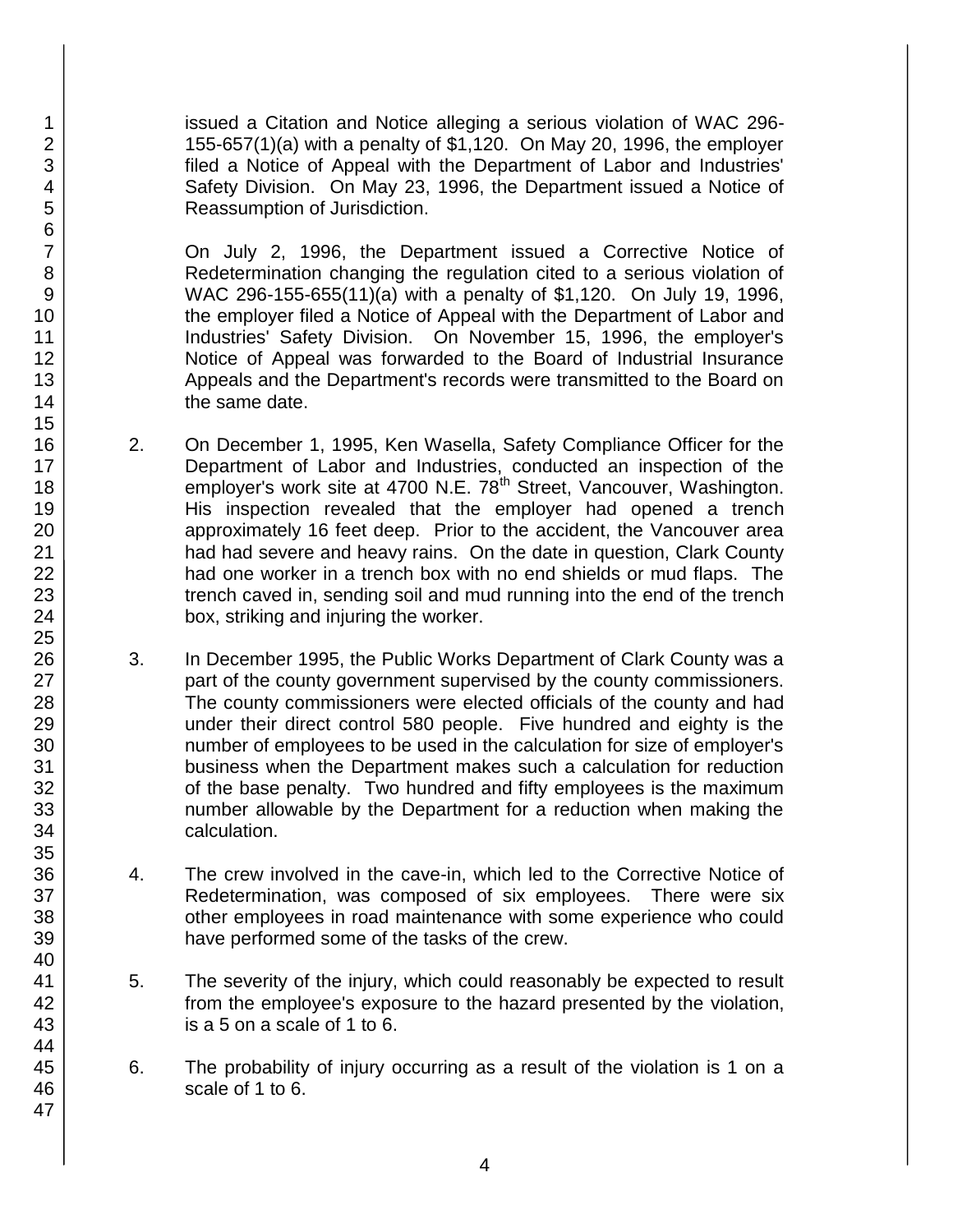issued a Citation and Notice alleging a serious violation of WAC 296-155-657(1)(a) with a penalty of $1,120. On May 20, 1996, the employer filed a Notice of Appeal with the Department of Labor and Industries' Safety Division. On May 23, 1996, the Department issued a Notice of Reassumption of Jurisdiction.

On July 2, 1996, the Department issued a Corrective Notice of Redetermination changing the regulation cited to a serious violation of WAC 296-155-655(11)(a) with a penalty of $1,120. On July 19, 1996, the employer filed a Notice of Appeal with the Department of Labor and Industries' Safety Division. On November 15, 1996, the employer's Notice of Appeal was forwarded to the Board of Industrial Insurance Appeals and the Department's records were transmitted to the Board on the same date.

2. On December 1, 1995, Ken Wasella, Safety Compliance Officer for the Department of Labor and Industries, conducted an inspection of the employer's work site at 4700 N.E. 78th Street, Vancouver, Washington. His inspection revealed that the employer had opened a trench approximately 16 feet deep. Prior to the accident, the Vancouver area had had severe and heavy rains. On the date in question, Clark County had one worker in a trench box with no end shields or mud flaps. The trench caved in, sending soil and mud running into the end of the trench box, striking and injuring the worker.

3. In December 1995, the Public Works Department of Clark County was a part of the county government supervised by the county commissioners. The county commissioners were elected officials of the county and had under their direct control 580 people. Five hundred and eighty is the number of employees to be used in the calculation for size of employer's business when the Department makes such a calculation for reduction of the base penalty. Two hundred and fifty employees is the maximum number allowable by the Department for a reduction when making the calculation.

4. The crew involved in the cave-in, which led to the Corrective Notice of Redetermination, was composed of six employees. There were six other employees in road maintenance with some experience who could have performed some of the tasks of the crew.

5. The severity of the injury, which could reasonably be expected to result from the employee's exposure to the hazard presented by the violation, is a 5 on a scale of 1 to 6.

6. The probability of injury occurring as a result of the violation is 1 on a scale of 1 to 6.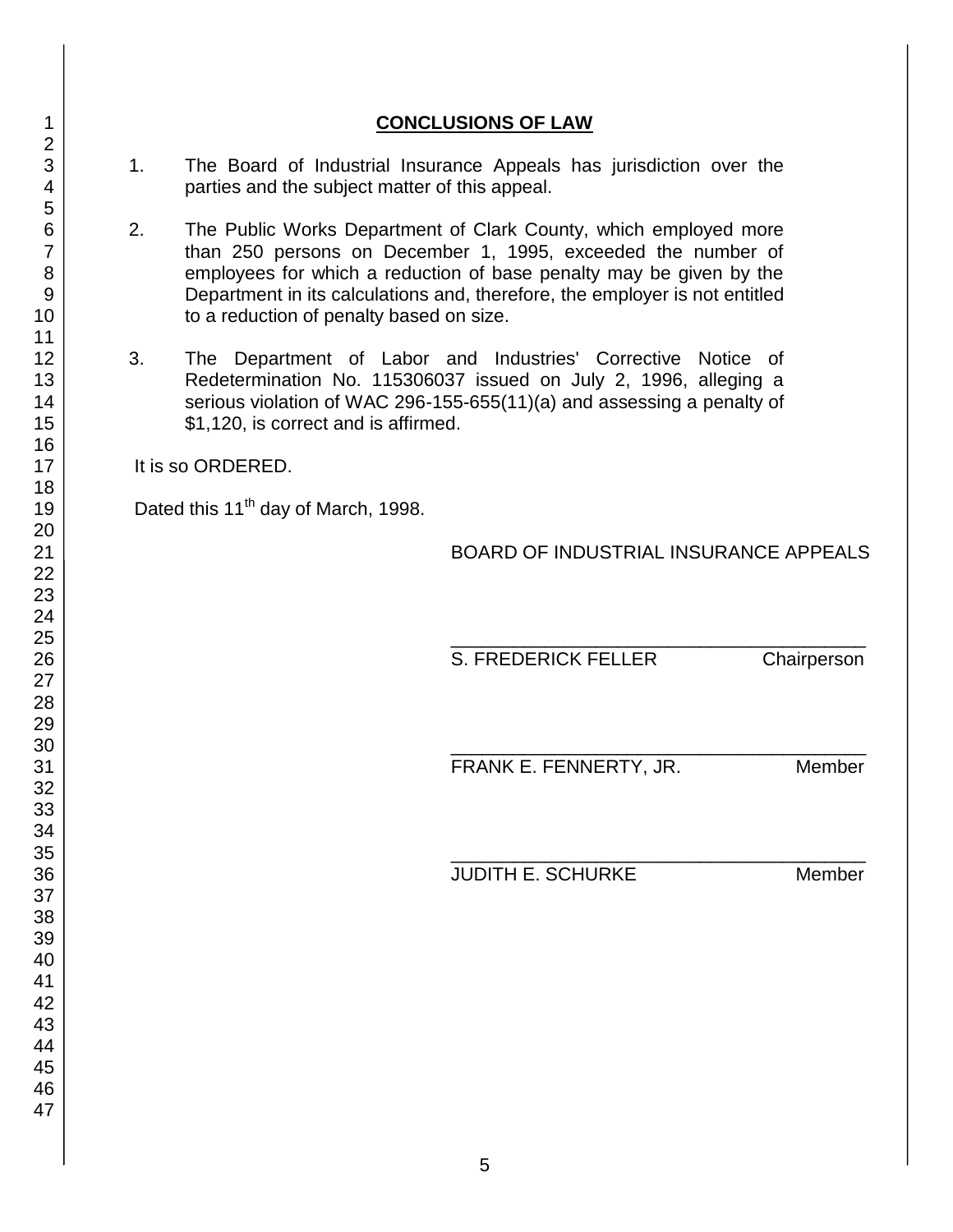## CONCLUSIONS OF LAW

1. The Board of Industrial Insurance Appeals has jurisdiction over the parties and the subject matter of this appeal.

2. The Public Works Department of Clark County, which employed more than 250 persons on December 1, 1995, exceeded the number of employees for which a reduction of base penalty may be given by the Department in its calculations and, therefore, the employer is not entitled to a reduction of penalty based on size.

3. The Department of Labor and Industries' Corrective Notice of Redetermination No. 115306037 issued on July 2, 1996, alleging a serious violation of WAC 296-155-655(11)(a) and assessing a penalty of $1,120, is correct and is affirmed.

It is so ORDERED.

Dated this 11th day of March, 1998.

BOARD OF INDUSTRIAL INSURANCE APPEALS

\_\_\_\_\_\_\_\_\_\_\_\_\_\_\_\_\_\_\_\_\_\_\_\_\_\_\_\_\_\_\_\_\_\_\_\_\_\_\_\_
S. FREDERICK FELLER Chairperson

\_\_\_\_\_\_\_\_\_\_\_\_\_\_\_\_\_\_\_\_\_\_\_\_\_\_\_\_\_\_\_\_\_\_\_\_\_\_\_\_
FRANK E. FENNERTY, JR. Member

\_\_\_\_\_\_\_\_\_\_\_\_\_\_\_\_\_\_\_\_\_\_\_\_\_\_\_\_\_\_\_\_\_\_\_\_\_\_\_\_
JUDITH E. SCHURKE Member